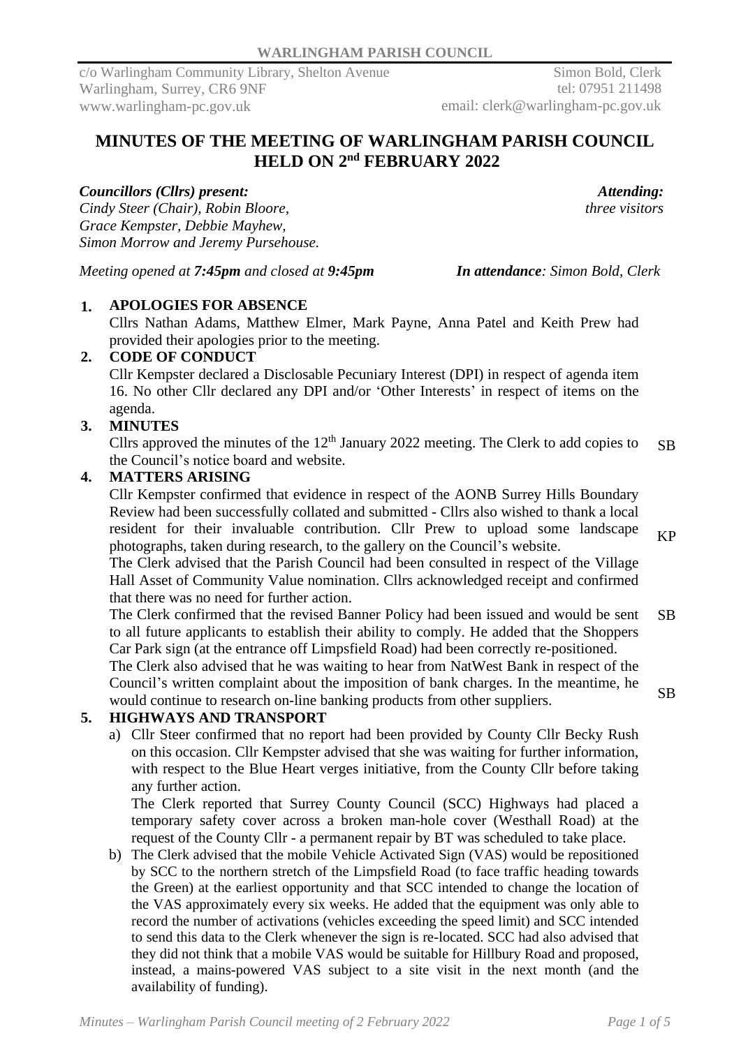**WARLINGHAM PARISH COUNCIL**

c/o Warlingham Community Library, Shelton Avenue
Warlingham, Surrey, CR6 9NF
www.warlingham-pc.gov.uk

Simon Bold, Clerk
tel: 07951 211498
email: clerk@warlingham-pc.gov.uk

# MINUTES OF THE MEETING OF WARLINGHAM PARISH COUNCIL HELD ON 2nd FEBRUARY 2022

***Councillors (Cllrs) present:***
*Cindy Steer (Chair), Robin Bloore, Grace Kempster, Debbie Mayhew, Simon Morrow and Jeremy Pursehouse.*

***Attending:***
*three visitors*

*Meeting opened at **7:45pm** and closed at **9:45pm***

***In attendance**: Simon Bold, Clerk*

**1. APOLOGIES FOR ABSENCE**

Cllrs Nathan Adams, Matthew Elmer, Mark Payne, Anna Patel and Keith Prew had provided their apologies prior to the meeting.

**2. CODE OF CONDUCT**

Cllr Kempster declared a Disclosable Pecuniary Interest (DPI) in respect of agenda item 16. No other Cllr declared any DPI and/or 'Other Interests' in respect of items on the agenda.

**3. MINUTES**

Cllrs approved the minutes of the 12th January 2022 meeting. The Clerk to add copies to the Council's notice board and website. SB

**4. MATTERS ARISING**

Cllr Kempster confirmed that evidence in respect of the AONB Surrey Hills Boundary Review had been successfully collated and submitted - Cllrs also wished to thank a local resident for their invaluable contribution. Cllr Prew to upload some landscape photographs, taken during research, to the gallery on the Council's website. KP

The Clerk advised that the Parish Council had been consulted in respect of the Village Hall Asset of Community Value nomination. Cllrs acknowledged receipt and confirmed that there was no need for further action.

The Clerk confirmed that the revised Banner Policy had been issued and would be sent to all future applicants to establish their ability to comply. He added that the Shoppers Car Park sign (at the entrance off Limpsfield Road) had been correctly re-positioned. SB

The Clerk also advised that he was waiting to hear from NatWest Bank in respect of the Council's written complaint about the imposition of bank charges. In the meantime, he would continue to research on-line banking products from other suppliers. SB

**5. HIGHWAYS AND TRANSPORT**

a) Cllr Steer confirmed that no report had been provided by County Cllr Becky Rush on this occasion. Cllr Kempster advised that she was waiting for further information, with respect to the Blue Heart verges initiative, from the County Cllr before taking any further action.

The Clerk reported that Surrey County Council (SCC) Highways had placed a temporary safety cover across a broken man-hole cover (Westhall Road) at the request of the County Cllr - a permanent repair by BT was scheduled to take place.

b) The Clerk advised that the mobile Vehicle Activated Sign (VAS) would be repositioned by SCC to the northern stretch of the Limpsfield Road (to face traffic heading towards the Green) at the earliest opportunity and that SCC intended to change the location of the VAS approximately every six weeks. He added that the equipment was only able to record the number of activations (vehicles exceeding the speed limit) and SCC intended to send this data to the Clerk whenever the sign is re-located. SCC had also advised that they did not think that a mobile VAS would be suitable for Hillbury Road and proposed, instead, a mains-powered VAS subject to a site visit in the next month (and the availability of funding).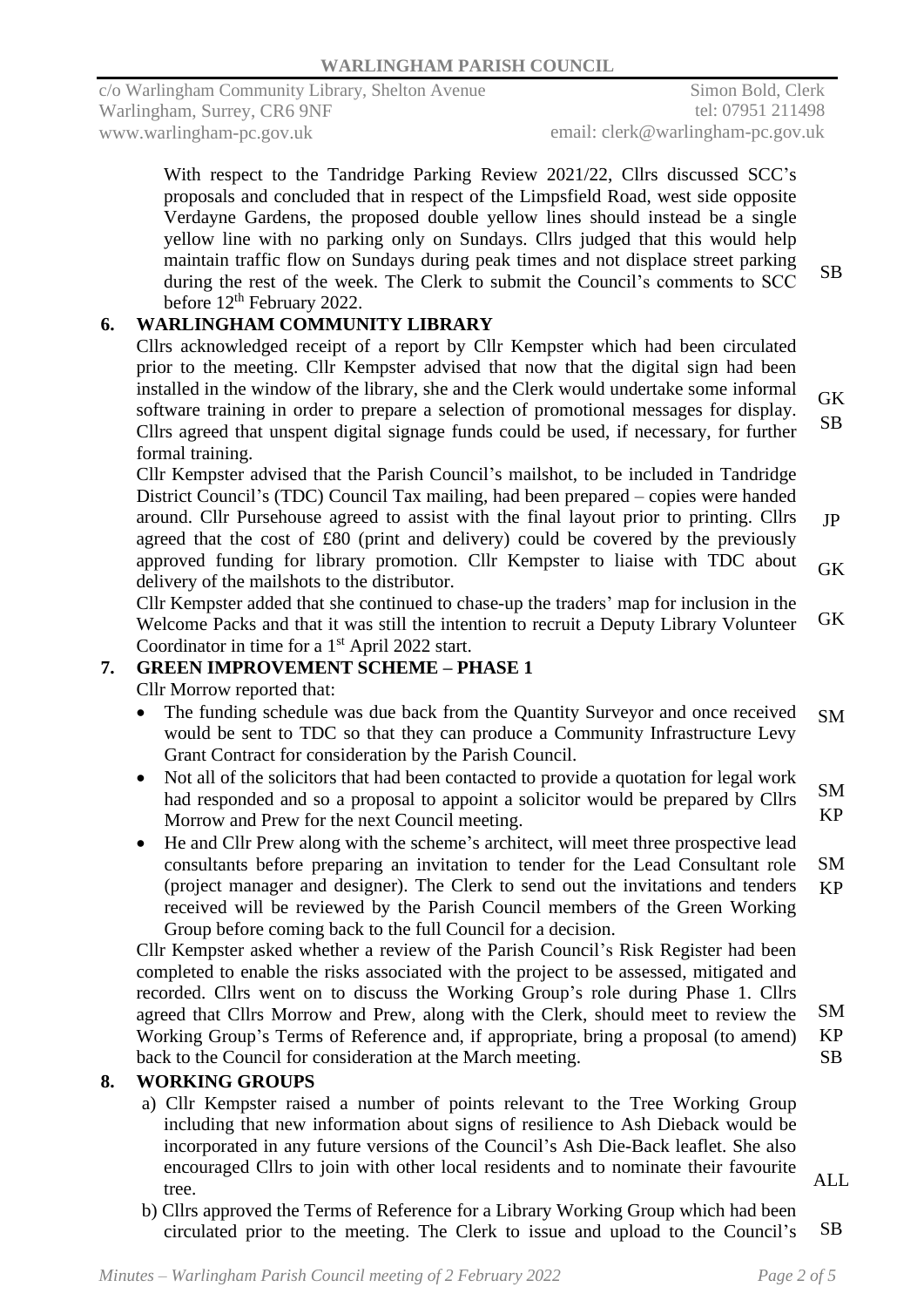With respect to the Tandridge Parking Review 2021/22, Cllrs discussed SCC's proposals and concluded that in respect of the Limpsfield Road, west side opposite Verdayne Gardens, the proposed double yellow lines should instead be a single yellow line with no parking only on Sundays. Cllrs judged that this would help maintain traffic flow on Sundays during peak times and not displace street parking during the rest of the week. The Clerk to submit the Council's comments to SCC before 12th February 2022. **SB**

## 6. WARLINGHAM COMMUNITY LIBRARY

Cllrs acknowledged receipt of a report by Cllr Kempster which had been circulated prior to the meeting. Cllr Kempster advised that now that the digital sign had been installed in the window of the library, she and the Clerk would undertake some informal software training in order to prepare a selection of promotional messages for display. Cllrs agreed that unspent digital signage funds could be used, if necessary, for further formal training. **GK SB**

Cllr Kempster advised that the Parish Council's mailshot, to be included in Tandridge District Council's (TDC) Council Tax mailing, had been prepared – copies were handed around. Cllr Pursehouse agreed to assist with the final layout prior to printing. Cllrs agreed that the cost of £80 (print and delivery) could be covered by the previously approved funding for library promotion. Cllr Kempster to liaise with TDC about delivery of the mailshots to the distributor. **JP GK**

Cllr Kempster added that she continued to chase-up the traders' map for inclusion in the Welcome Packs and that it was still the intention to recruit a Deputy Library Volunteer Coordinator in time for a 1st April 2022 start. **GK**

## 7. GREEN IMPROVEMENT SCHEME – PHASE 1

Cllr Morrow reported that:

- The funding schedule was due back from the Quantity Surveyor and once received would be sent to TDC so that they can produce a Community Infrastructure Levy Grant Contract for consideration by the Parish Council. **SM**
- Not all of the solicitors that had been contacted to provide a quotation for legal work had responded and so a proposal to appoint a solicitor would be prepared by Cllrs Morrow and Prew for the next Council meeting. **SM KP**
- He and Cllr Prew along with the scheme's architect, will meet three prospective lead consultants before preparing an invitation to tender for the Lead Consultant role (project manager and designer). The Clerk to send out the invitations and tenders received will be reviewed by the Parish Council members of the Green Working Group before coming back to the full Council for a decision. **SM KP**

Cllr Kempster asked whether a review of the Parish Council's Risk Register had been completed to enable the risks associated with the project to be assessed, mitigated and recorded. Cllrs went on to discuss the Working Group's role during Phase 1. Cllrs agreed that Cllrs Morrow and Prew, along with the Clerk, should meet to review the Working Group's Terms of Reference and, if appropriate, bring a proposal (to amend) back to the Council for consideration at the March meeting. **SM KP SB**

## 8. WORKING GROUPS

a) Cllr Kempster raised a number of points relevant to the Tree Working Group including that new information about signs of resilience to Ash Dieback would be incorporated in any future versions of the Council's Ash Die-Back leaflet. She also encouraged Cllrs to join with other local residents and to nominate their favourite tree. **ALL**

b) Cllrs approved the Terms of Reference for a Library Working Group which had been circulated prior to the meeting. The Clerk to issue and upload to the Council's **SB**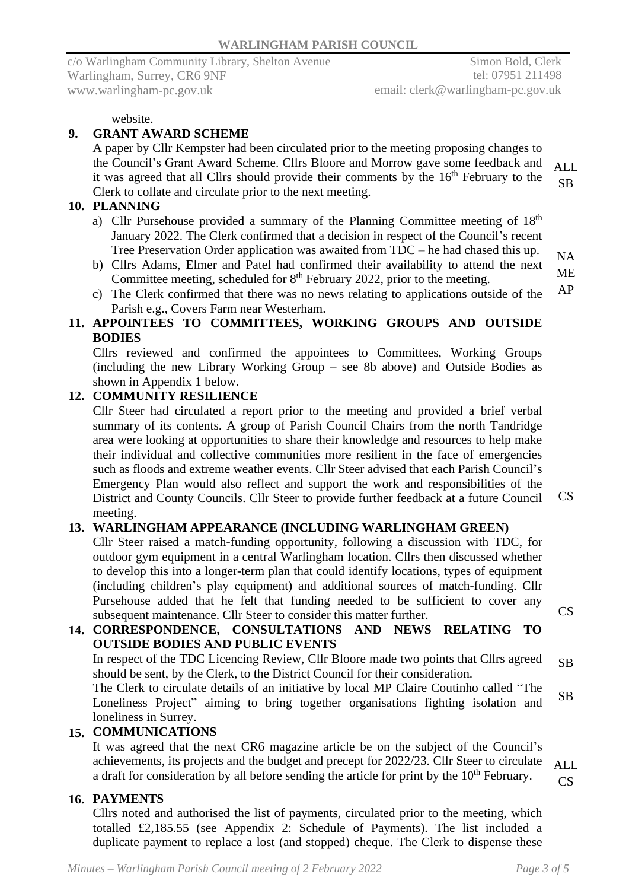website.

**9. GRANT AWARD SCHEME**

A paper by Cllr Kempster had been circulated prior to the meeting proposing changes to the Council's Grant Award Scheme. Cllrs Bloore and Morrow gave some feedback and it was agreed that all Cllrs should provide their comments by the 16th February to the Clerk to collate and circulate prior to the next meeting. ALL SB

**10. PLANNING**

a) Cllr Pursehouse provided a summary of the Planning Committee meeting of 18th January 2022. The Clerk confirmed that a decision in respect of the Council's recent Tree Preservation Order application was awaited from TDC – he had chased this up.

b) Cllrs Adams, Elmer and Patel had confirmed their availability to attend the next Committee meeting, scheduled for 8th February 2022, prior to the meeting. NA ME AP

c) The Clerk confirmed that there was no news relating to applications outside of the Parish e.g., Covers Farm near Westerham.

**11. APPOINTEES TO COMMITTEES, WORKING GROUPS AND OUTSIDE BODIES**

Cllrs reviewed and confirmed the appointees to Committees, Working Groups (including the new Library Working Group – see 8b above) and Outside Bodies as shown in Appendix 1 below.

**12. COMMUNITY RESILIENCE**

Cllr Steer had circulated a report prior to the meeting and provided a brief verbal summary of its contents. A group of Parish Council Chairs from the north Tandridge area were looking at opportunities to share their knowledge and resources to help make their individual and collective communities more resilient in the face of emergencies such as floods and extreme weather events. Cllr Steer advised that each Parish Council's Emergency Plan would also reflect and support the work and responsibilities of the District and County Councils. Cllr Steer to provide further feedback at a future Council meeting. CS

**13. WARLINGHAM APPEARANCE (INCLUDING WARLINGHAM GREEN)**

Cllr Steer raised a match-funding opportunity, following a discussion with TDC, for outdoor gym equipment in a central Warlingham location. Cllrs then discussed whether to develop this into a longer-term plan that could identify locations, types of equipment (including children's play equipment) and additional sources of match-funding. Cllr Pursehouse added that he felt that funding needed to be sufficient to cover any subsequent maintenance. Cllr Steer to consider this matter further. CS

**14. CORRESPONDENCE, CONSULTATIONS AND NEWS RELATING TO OUTSIDE BODIES AND PUBLIC EVENTS**

In respect of the TDC Licencing Review, Cllr Bloore made two points that Cllrs agreed should be sent, by the Clerk, to the District Council for their consideration. SB

The Clerk to circulate details of an initiative by local MP Claire Coutinho called "The Loneliness Project" aiming to bring together organisations fighting isolation and loneliness in Surrey. SB

**15. COMMUNICATIONS**

It was agreed that the next CR6 magazine article be on the subject of the Council's achievements, its projects and the budget and precept for 2022/23. Cllr Steer to circulate a draft for consideration by all before sending the article for print by the 10th February. ALL CS

**16. PAYMENTS**

Cllrs noted and authorised the list of payments, circulated prior to the meeting, which totalled £2,185.55 (see Appendix 2: Schedule of Payments). The list included a duplicate payment to replace a lost (and stopped) cheque. The Clerk to dispense these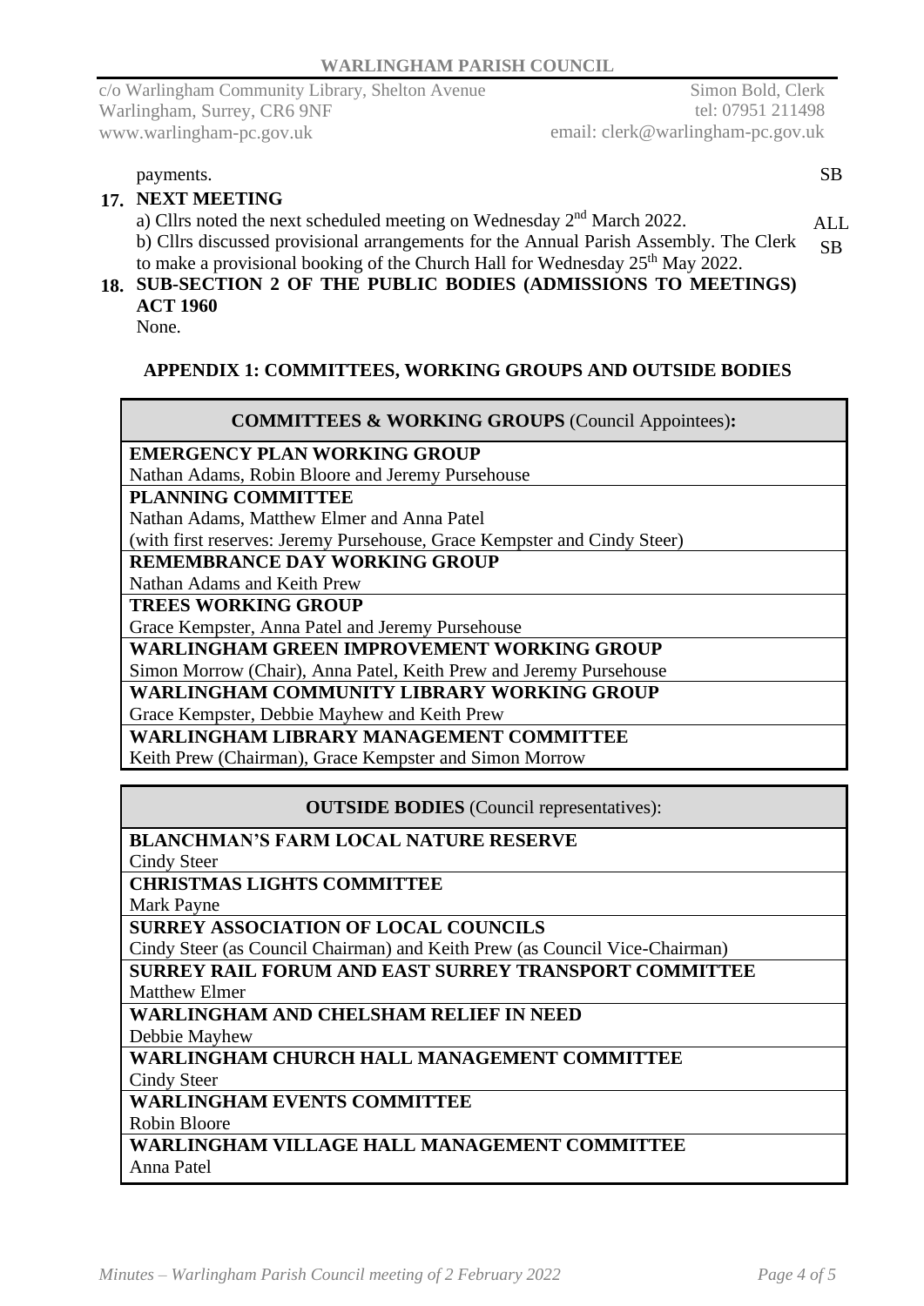payments. SB

**17. NEXT MEETING**

a) Cllrs noted the next scheduled meeting on Wednesday 2nd March 2022. ALL

b) Cllrs discussed provisional arrangements for the Annual Parish Assembly. The Clerk to make a provisional booking of the Church Hall for Wednesday 25th May 2022. SB

**18. SUB-SECTION 2 OF THE PUBLIC BODIES (ADMISSIONS TO MEETINGS) ACT 1960**

None.

## APPENDIX 1: COMMITTEES, WORKING GROUPS AND OUTSIDE BODIES

| **COMMITTEES & WORKING GROUPS** (Council Appointees)**:** |
|---|
| **EMERGENCY PLAN WORKING GROUP**<br>Nathan Adams, Robin Bloore and Jeremy Pursehouse |
| **PLANNING COMMITTEE**<br>Nathan Adams, Matthew Elmer and Anna Patel<br>(with first reserves: Jeremy Pursehouse, Grace Kempster and Cindy Steer) |
| **REMEMBRANCE DAY WORKING GROUP**<br>Nathan Adams and Keith Prew |
| **TREES WORKING GROUP**<br>Grace Kempster, Anna Patel and Jeremy Pursehouse |
| **WARLINGHAM GREEN IMPROVEMENT WORKING GROUP**<br>Simon Morrow (Chair), Anna Patel, Keith Prew and Jeremy Pursehouse |
| **WARLINGHAM COMMUNITY LIBRARY WORKING GROUP**<br>Grace Kempster, Debbie Mayhew and Keith Prew |
| **WARLINGHAM LIBRARY MANAGEMENT COMMITTEE**<br>Keith Prew (Chairman), Grace Kempster and Simon Morrow |

| **OUTSIDE BODIES** (Council representatives): |
|---|
| **BLANCHMAN'S FARM LOCAL NATURE RESERVE**<br>Cindy Steer |
| **CHRISTMAS LIGHTS COMMITTEE**<br>Mark Payne |
| **SURREY ASSOCIATION OF LOCAL COUNCILS**<br>Cindy Steer (as Council Chairman) and Keith Prew (as Council Vice-Chairman) |
| **SURREY RAIL FORUM AND EAST SURREY TRANSPORT COMMITTEE**<br>Matthew Elmer |
| **WARLINGHAM AND CHELSHAM RELIEF IN NEED**<br>Debbie Mayhew |
| **WARLINGHAM CHURCH HALL MANAGEMENT COMMITTEE**<br>Cindy Steer |
| **WARLINGHAM EVENTS COMMITTEE**<br>Robin Bloore |
| **WARLINGHAM VILLAGE HALL MANAGEMENT COMMITTEE**<br>Anna Patel |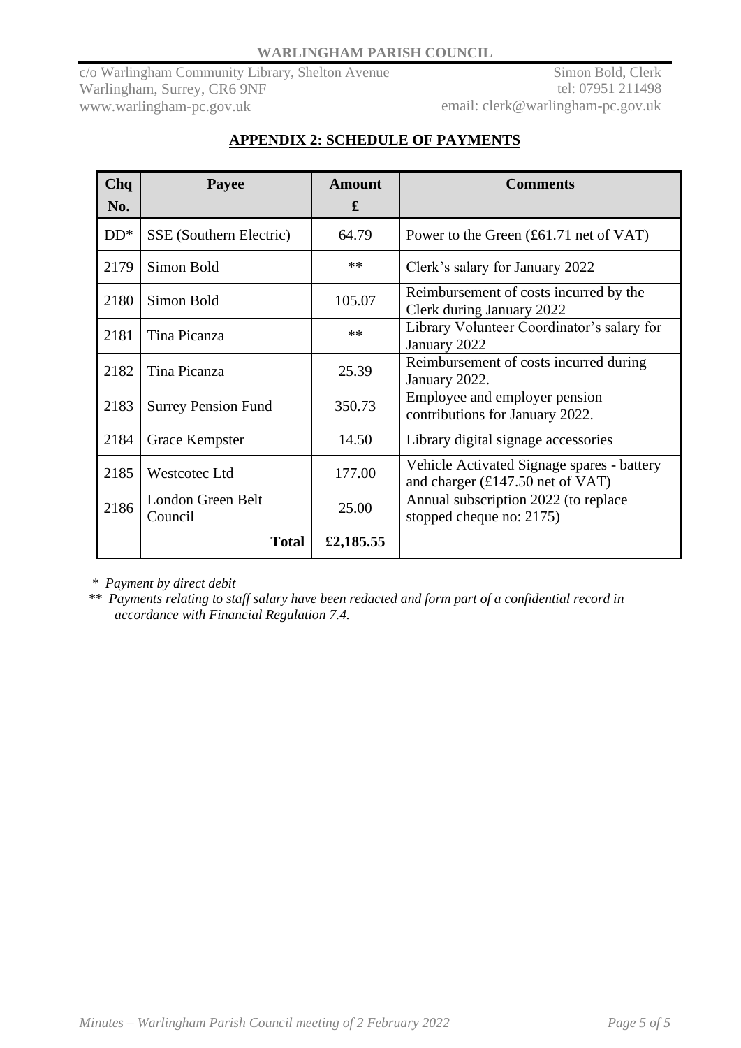WARLINGHAM PARISH COUNCIL

c/o Warlingham Community Library, Shelton Avenue
Warlingham, Surrey, CR6 9NF
www.warlingham-pc.gov.uk

Simon Bold, Clerk
tel: 07951 211498
email: clerk@warlingham-pc.gov.uk

## APPENDIX 2: SCHEDULE OF PAYMENTS

| Chq No. | Payee | Amount £ | Comments |
|---|---|---|---|
| DD* | SSE (Southern Electric) | 64.79 | Power to the Green (£61.71 net of VAT) |
| 2179 | Simon Bold | ** | Clerk's salary for January 2022 |
| 2180 | Simon Bold | 105.07 | Reimbursement of costs incurred by the Clerk during January 2022 |
| 2181 | Tina Picanza | ** | Library Volunteer Coordinator's salary for January 2022 |
| 2182 | Tina Picanza | 25.39 | Reimbursement of costs incurred during January 2022. |
| 2183 | Surrey Pension Fund | 350.73 | Employee and employer pension contributions for January 2022. |
| 2184 | Grace Kempster | 14.50 | Library digital signage accessories |
| 2185 | Westcotec Ltd | 177.00 | Vehicle Activated Signage spares - battery and charger (£147.50 net of VAT) |
| 2186 | London Green Belt Council | 25.00 | Annual subscription 2022 (to replace stopped cheque no: 2175) |
| | **Total** | **£2,185.55** | |

*\* Payment by direct debit*

*\*\* Payments relating to staff salary have been redacted and form part of a confidential record in accordance with Financial Regulation 7.4.*